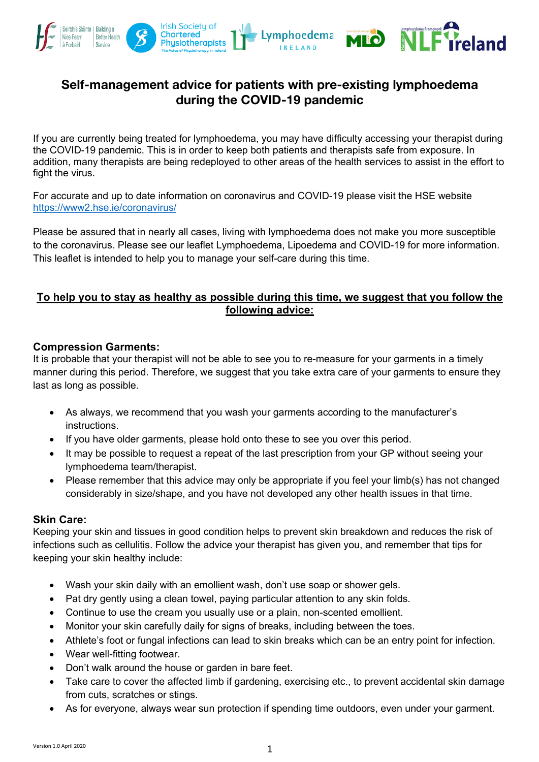# Self-management advice for patients with pre-existing lymphoedema during the COVID-19 pandemic

If you are currently being treated for lymphoedema, you may have difficulty accessing your therapist during the COVID-19 pandemic. This is in order to keep both patients and therapists safe from exposure. In addition, many therapists are being redeployed to other areas of the health services to assist in the effort to fight the virus.

For accurate and up to date information on coronavirus and COVID-19 please visit the HSE website https://www2.hse.ie/coronavirus/

Please be assured that in nearly all cases, living with lymphoedema does not make you more susceptible to the coronavirus. Please see our leaflet Lymphoedema, Lipoedema and COVID-19 for more information. This leaflet is intended to help you to manage your self-care during this time.

**To help you to stay as healthy as possible during this time, we suggest that you follow the following advice:**

### Compression Garments:

It is probable that your therapist will not be able to see you to re-measure for your garments in a timely manner during this period. Therefore, we suggest that you take extra care of your garments to ensure they last as long as possible.

- As always, we recommend that you wash your garments according to the manufacturer's instructions.
- If you have older garments, please hold onto these to see you over this period.
- It may be possible to request a repeat of the last prescription from your GP without seeing your lymphoedema team/therapist.
- Please remember that this advice may only be appropriate if you feel your limb(s) has not changed considerably in size/shape, and you have not developed any other health issues in that time.

### Skin Care:

Keeping your skin and tissues in good condition helps to prevent skin breakdown and reduces the risk of infections such as cellulitis. Follow the advice your therapist has given you, and remember that tips for keeping your skin healthy include:

- Wash your skin daily with an emollient wash, don't use soap or shower gels.
- Pat dry gently using a clean towel, paying particular attention to any skin folds.
- Continue to use the cream you usually use or a plain, non-scented emollient.
- Monitor your skin carefully daily for signs of breaks, including between the toes.
- Athlete's foot or fungal infections can lead to skin breaks which can be an entry point for infection.
- Wear well-fitting footwear.
- Don't walk around the house or garden in bare feet.
- Take care to cover the affected limb if gardening, exercising etc., to prevent accidental skin damage from cuts, scratches or stings.
- As for everyone, always wear sun protection if spending time outdoors, even under your garment.

Version 1.0 April 2020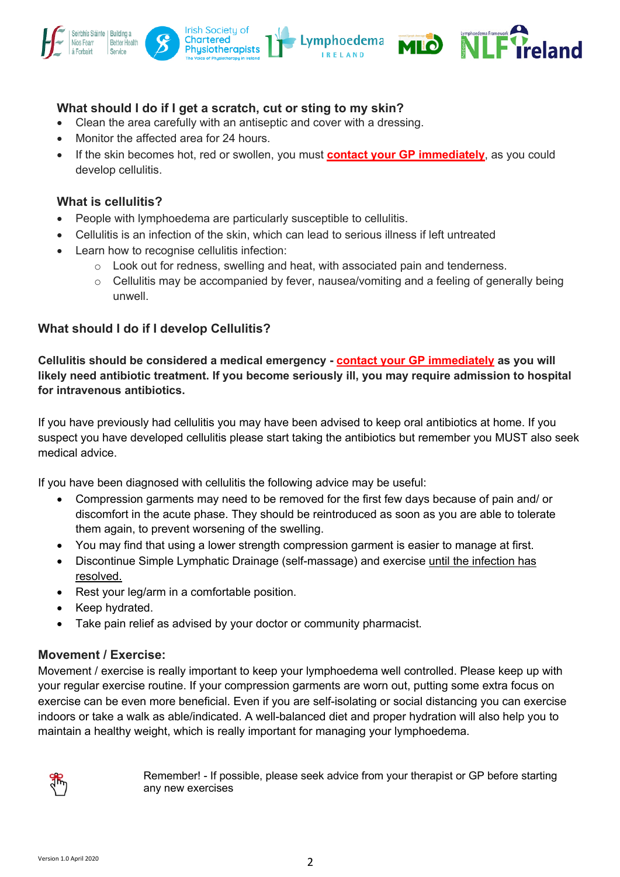### What should I do if I get a scratch, cut or sting to my skin?

- Clean the area carefully with an antiseptic and cover with a dressing.
- Monitor the affected area for 24 hours.
- If the skin becomes hot, red or swollen, you must **contact your GP immediately**, as you could develop cellulitis.

### What is cellulitis?

- People with lymphoedema are particularly susceptible to cellulitis.
- Cellulitis is an infection of the skin, which can lead to serious illness if left untreated
- Learn how to recognise cellulitis infection:
  - Look out for redness, swelling and heat, with associated pain and tenderness.
  - Cellulitis may be accompanied by fever, nausea/vomiting and a feeling of generally being unwell.

### What should I do if I develop Cellulitis?

**Cellulitis should be considered a medical emergency - contact your GP immediately as you will likely need antibiotic treatment. If you become seriously ill, you may require admission to hospital for intravenous antibiotics.**

If you have previously had cellulitis you may have been advised to keep oral antibiotics at home. If you suspect you have developed cellulitis please start taking the antibiotics but remember you MUST also seek medical advice.

If you have been diagnosed with cellulitis the following advice may be useful:

- Compression garments may need to be removed for the first few days because of pain and/ or discomfort in the acute phase. They should be reintroduced as soon as you are able to tolerate them again, to prevent worsening of the swelling.
- You may find that using a lower strength compression garment is easier to manage at first.
- Discontinue Simple Lymphatic Drainage (self-massage) and exercise until the infection has resolved.
- Rest your leg/arm in a comfortable position.
- Keep hydrated.
- Take pain relief as advised by your doctor or community pharmacist.

### Movement / Exercise:

Movement / exercise is really important to keep your lymphoedema well controlled. Please keep up with your regular exercise routine. If your compression garments are worn out, putting some extra focus on exercise can be even more beneficial. Even if you are self-isolating or social distancing you can exercise indoors or take a walk as able/indicated. A well-balanced diet and proper hydration will also help you to maintain a healthy weight, which is really important for managing your lymphoedema.

Remember! - If possible, please seek advice from your therapist or GP before starting any new exercises

Version 1.0 April 2020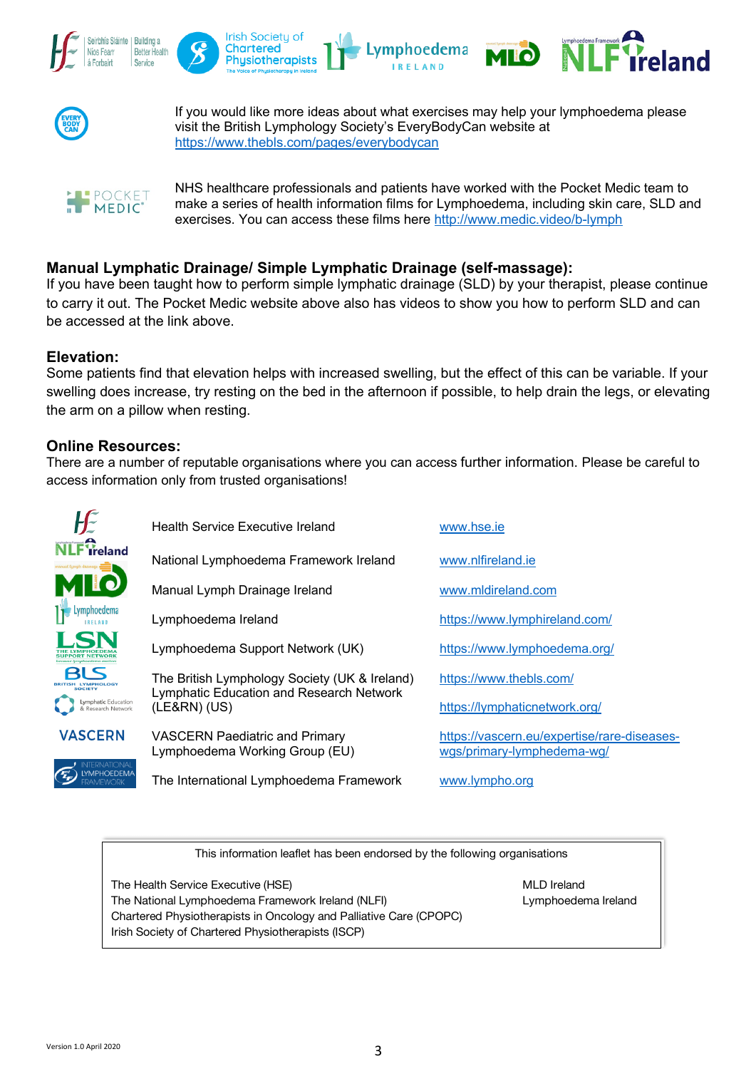If you would like more ideas about what exercises may help your lymphoedema please visit the British Lymphology Society's EveryBodyCan website at https://www.thebls.com/pages/everybodycan

NHS healthcare professionals and patients have worked with the Pocket Medic team to make a series of health information films for Lymphoedema, including skin care, SLD and exercises. You can access these films here http://www.medic.video/b-lymph

## Manual Lymphatic Drainage/ Simple Lymphatic Drainage (self-massage):

If you have been taught how to perform simple lymphatic drainage (SLD) by your therapist, please continue to carry it out. The Pocket Medic website above also has videos to show you how to perform SLD and can be accessed at the link above.

## Elevation:

Some patients find that elevation helps with increased swelling, but the effect of this can be variable. If your swelling does increase, try resting on the bed in the afternoon if possible, to help drain the legs, or elevating the arm on a pillow when resting.

## Online Resources:

There are a number of reputable organisations where you can access further information. Please be careful to access information only from trusted organisations!

| | |
|---|---|
| Health Service Executive Ireland | www.hse.ie |
| National Lymphoedema Framework Ireland | www.nlfireland.ie |
| Manual Lymph Drainage Ireland | www.mldireland.com |
| Lymphoedema Ireland | https://www.lymphireland.com/ |
| Lymphoedema Support Network (UK) | https://www.lymphoedema.org/ |
| The British Lymphology Society (UK & Ireland) | https://www.thebls.com/ |
| Lymphatic Education and Research Network (LE&RN) (US) | https://lymphaticnetwork.org/ |
| VASCERN Paediatric and Primary Lymphoedema Working Group (EU) | https://vascern.eu/expertise/rare-diseases-wgs/primary-lymphedema-wg/ |
| The International Lymphoedema Framework | www.lympho.org |

This information leaflet has been endorsed by the following organisations

The Health Service Executive (HSE)
The National Lymphoedema Framework Ireland (NLFI)
Chartered Physiotherapists in Oncology and Palliative Care (CPOPC)
Irish Society of Chartered Physiotherapists (ISCP)
MLD Ireland
Lymphoedema Ireland

Version 1.0 April 2020